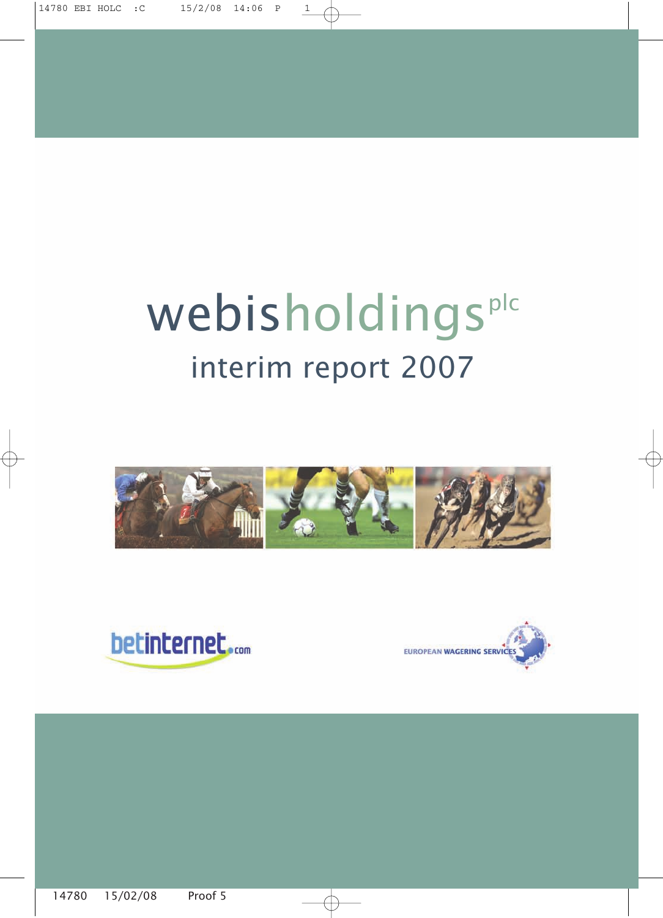# webisholdings plc

## interim report 2007

betinternet.com

EUROPEAN WAGERING SERVICES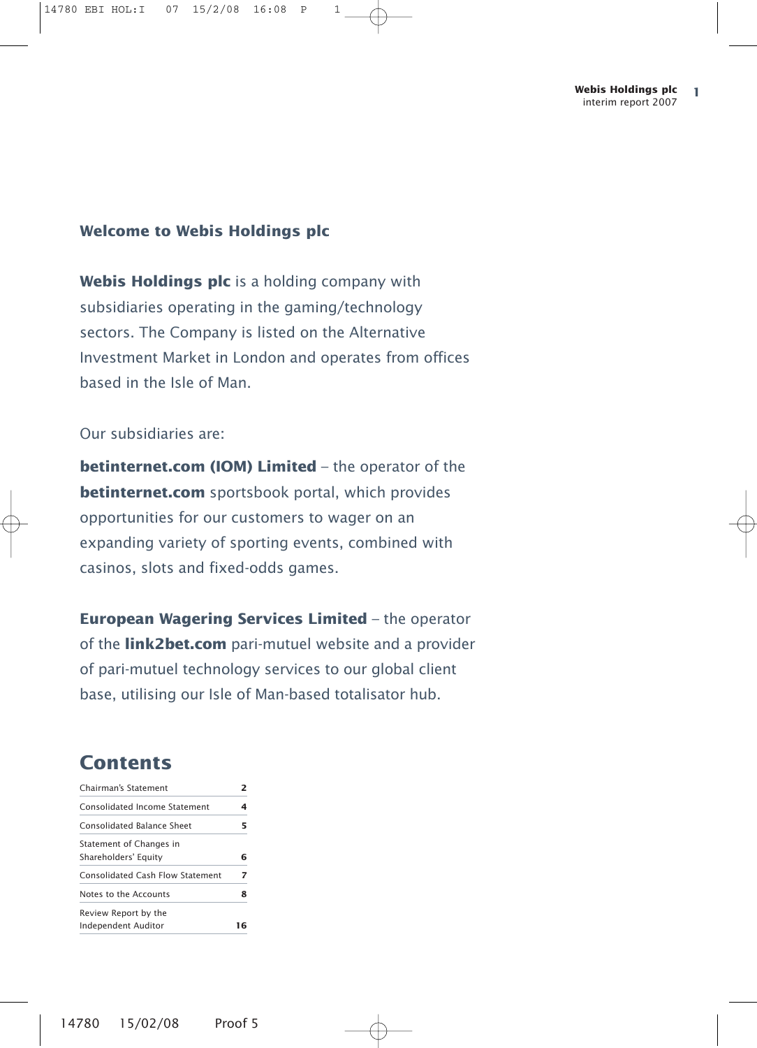## Welcome to Webis Holdings plc

**Webis Holdings plc** is a holding company with subsidiaries operating in the gaming/technology sectors. The Company is listed on the Alternative Investment Market in London and operates from offices based in the Isle of Man.

Our subsidiaries are:

**betinternet.com (IOM) Limited** – the operator of the **betinternet.com** sportsbook portal, which provides opportunities for our customers to wager on an expanding variety of sporting events, combined with casinos, slots and fixed-odds games.

**European Wagering Services Limited** – the operator of the **link2bet.com** pari-mutuel website and a provider of pari-mutuel technology services to our global client base, utilising our Isle of Man-based totalisator hub.

## Contents

| | |
|---|---|
| Chairman's Statement | 2 |
| Consolidated Income Statement | 4 |
| Consolidated Balance Sheet | 5 |
| Statement of Changes in Shareholders' Equity | 6 |
| Consolidated Cash Flow Statement | 7 |
| Notes to the Accounts | 8 |
| Review Report by the Independent Auditor | 16 |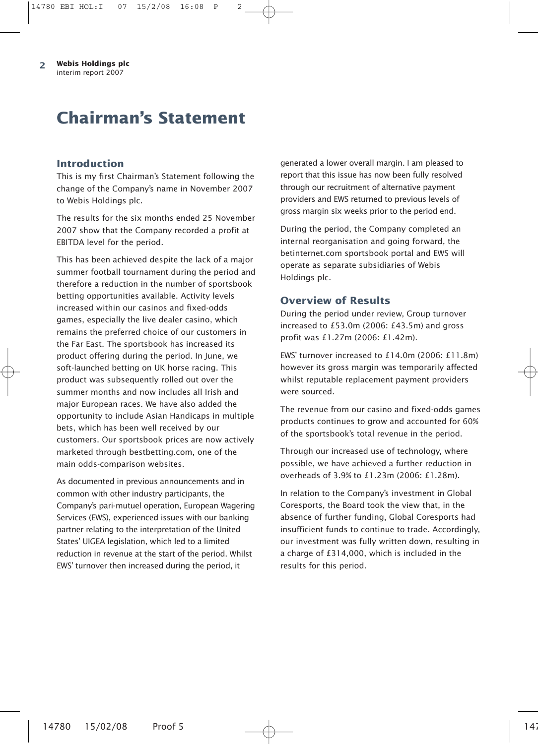# Chairman's Statement

## Introduction

This is my first Chairman's Statement following the change of the Company's name in November 2007 to Webis Holdings plc.

The results for the six months ended 25 November 2007 show that the Company recorded a profit at EBITDA level for the period.

This has been achieved despite the lack of a major summer football tournament during the period and therefore a reduction in the number of sportsbook betting opportunities available. Activity levels increased within our casinos and fixed-odds games, especially the live dealer casino, which remains the preferred choice of our customers in the Far East. The sportsbook has increased its product offering during the period. In June, we soft-launched betting on UK horse racing. This product was subsequently rolled out over the summer months and now includes all Irish and major European races. We have also added the opportunity to include Asian Handicaps in multiple bets, which has been well received by our customers. Our sportsbook prices are now actively marketed through bestbetting.com, one of the main odds-comparison websites.

As documented in previous announcements and in common with other industry participants, the Company's pari-mutuel operation, European Wagering Services (EWS), experienced issues with our banking partner relating to the interpretation of the United States' UIGEA legislation, which led to a limited reduction in revenue at the start of the period. Whilst EWS' turnover then increased during the period, it generated a lower overall margin. I am pleased to report that this issue has now been fully resolved through our recruitment of alternative payment providers and EWS returned to previous levels of gross margin six weeks prior to the period end.

During the period, the Company completed an internal reorganisation and going forward, the betinternet.com sportsbook portal and EWS will operate as separate subsidiaries of Webis Holdings plc.

## Overview of Results

During the period under review, Group turnover increased to £53.0m (2006: £43.5m) and gross profit was £1.27m (2006: £1.42m).

EWS' turnover increased to £14.0m (2006: £11.8m) however its gross margin was temporarily affected whilst reputable replacement payment providers were sourced.

The revenue from our casino and fixed-odds games products continues to grow and accounted for 60% of the sportsbook's total revenue in the period.

Through our increased use of technology, where possible, we have achieved a further reduction in overheads of 3.9% to £1.23m (2006: £1.28m).

In relation to the Company's investment in Global Coresports, the Board took the view that, in the absence of further funding, Global Coresports had insufficient funds to continue to trade. Accordingly, our investment was fully written down, resulting in a charge of £314,000, which is included in the results for this period.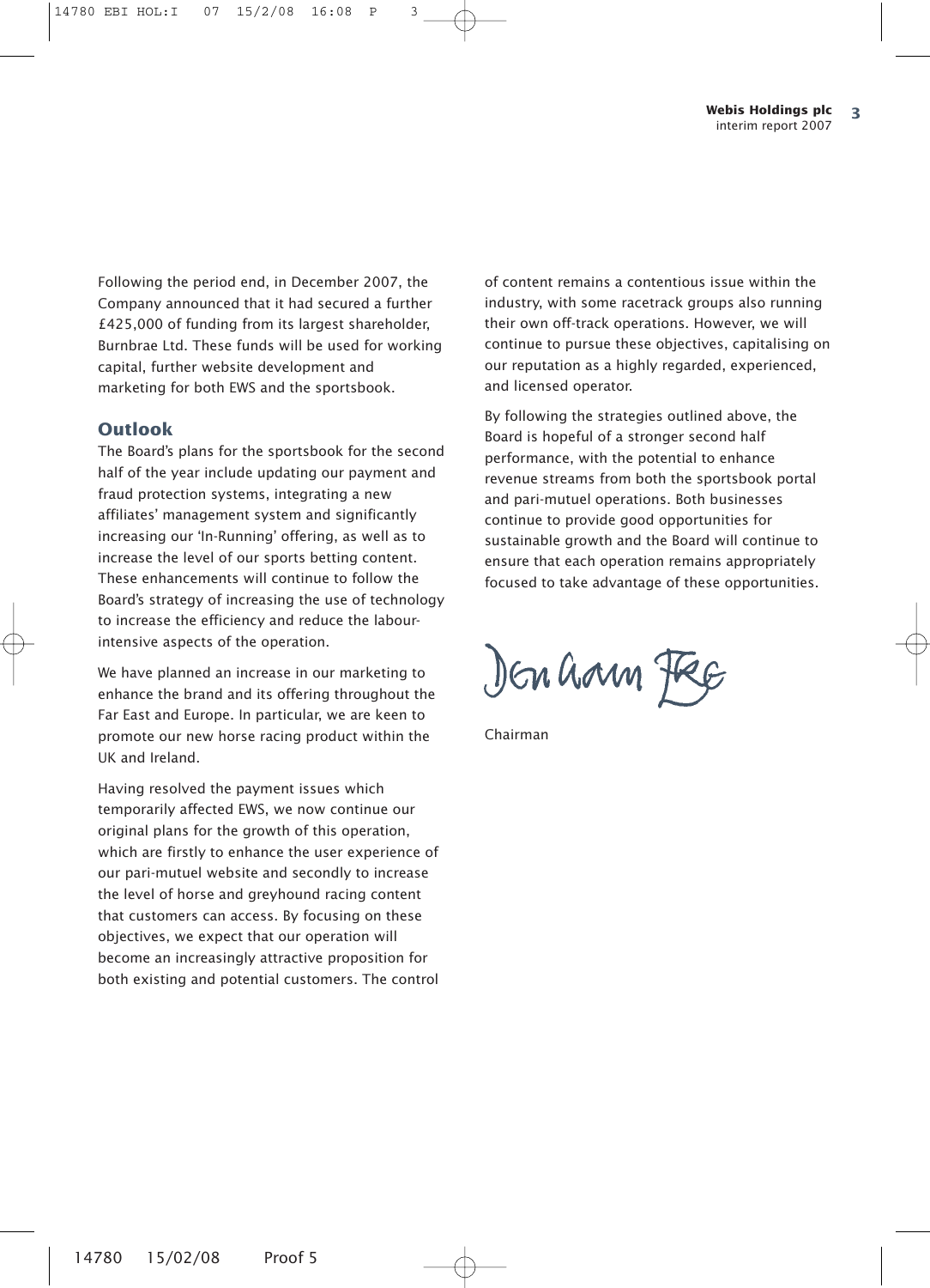Following the period end, in December 2007, the Company announced that it had secured a further £425,000 of funding from its largest shareholder, Burnbrae Ltd. These funds will be used for working capital, further website development and marketing for both EWS and the sportsbook.

## Outlook

The Board's plans for the sportsbook for the second half of the year include updating our payment and fraud protection systems, integrating a new affiliates' management system and significantly increasing our 'In-Running' offering, as well as to increase the level of our sports betting content. These enhancements will continue to follow the Board's strategy of increasing the use of technology to increase the efficiency and reduce the labour-intensive aspects of the operation.

We have planned an increase in our marketing to enhance the brand and its offering throughout the Far East and Europe. In particular, we are keen to promote our new horse racing product within the UK and Ireland.

Having resolved the payment issues which temporarily affected EWS, we now continue our original plans for the growth of this operation, which are firstly to enhance the user experience of our pari-mutuel website and secondly to increase the level of horse and greyhound racing content that customers can access. By focusing on these objectives, we expect that our operation will become an increasingly attractive proposition for both existing and potential customers. The control of content remains a contentious issue within the industry, with some racetrack groups also running their own off-track operations. However, we will continue to pursue these objectives, capitalising on our reputation as a highly regarded, experienced, and licensed operator.

By following the strategies outlined above, the Board is hopeful of a stronger second half performance, with the potential to enhance revenue streams from both the sportsbook portal and pari-mutuel operations. Both businesses continue to provide good opportunities for sustainable growth and the Board will continue to ensure that each operation remains appropriately focused to take advantage of these opportunities.

Chairman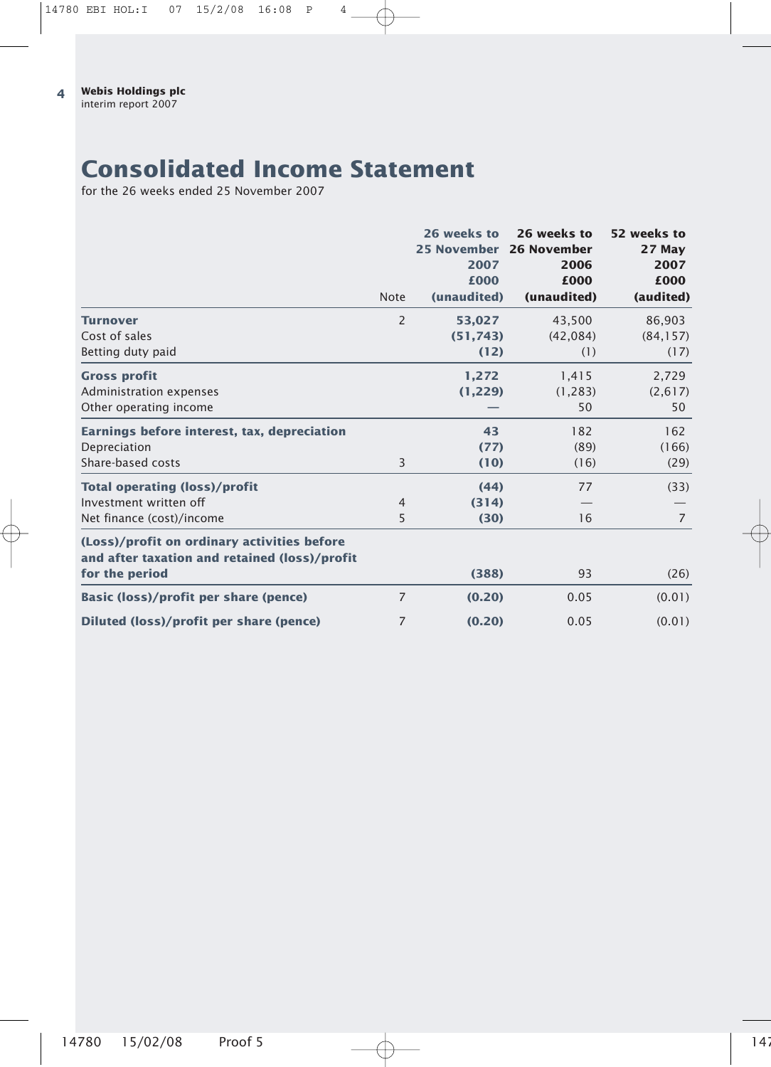# Consolidated Income Statement

for the 26 weeks ended 25 November 2007

| | Note | 26 weeks to 25 November 2007 £000 (unaudited) | 26 weeks to 26 November 2006 £000 (unaudited) | 52 weeks to 27 May 2007 £000 (audited) |
|---|---|---|---|---|
| **Turnover** | 2 | **53,027** | 43,500 | 86,903 |
| Cost of sales | | **(51,743)** | (42,084) | (84,157) |
| Betting duty paid | | **(12)** | (1) | (17) |
| **Gross profit** | | **1,272** | 1,415 | 2,729 |
| Administration expenses | | **(1,229)** | (1,283) | (2,617) |
| Other operating income | | **—** | 50 | 50 |
| **Earnings before interest, tax, depreciation** | | **43** | 182 | 162 |
| Depreciation | | **(77)** | (89) | (166) |
| Share-based costs | 3 | **(10)** | (16) | (29) |
| **Total operating (loss)/profit** | | **(44)** | 77 | (33) |
| Investment written off | 4 | **(314)** | — | — |
| Net finance (cost)/income | 5 | **(30)** | 16 | 7 |
| **(Loss)/profit on ordinary activities before and after taxation and retained (loss)/profit for the period** | | **(388)** | 93 | (26) |
| **Basic (loss)/profit per share (pence)** | 7 | **(0.20)** | 0.05 | (0.01) |
| **Diluted (loss)/profit per share (pence)** | 7 | **(0.20)** | 0.05 | (0.01) |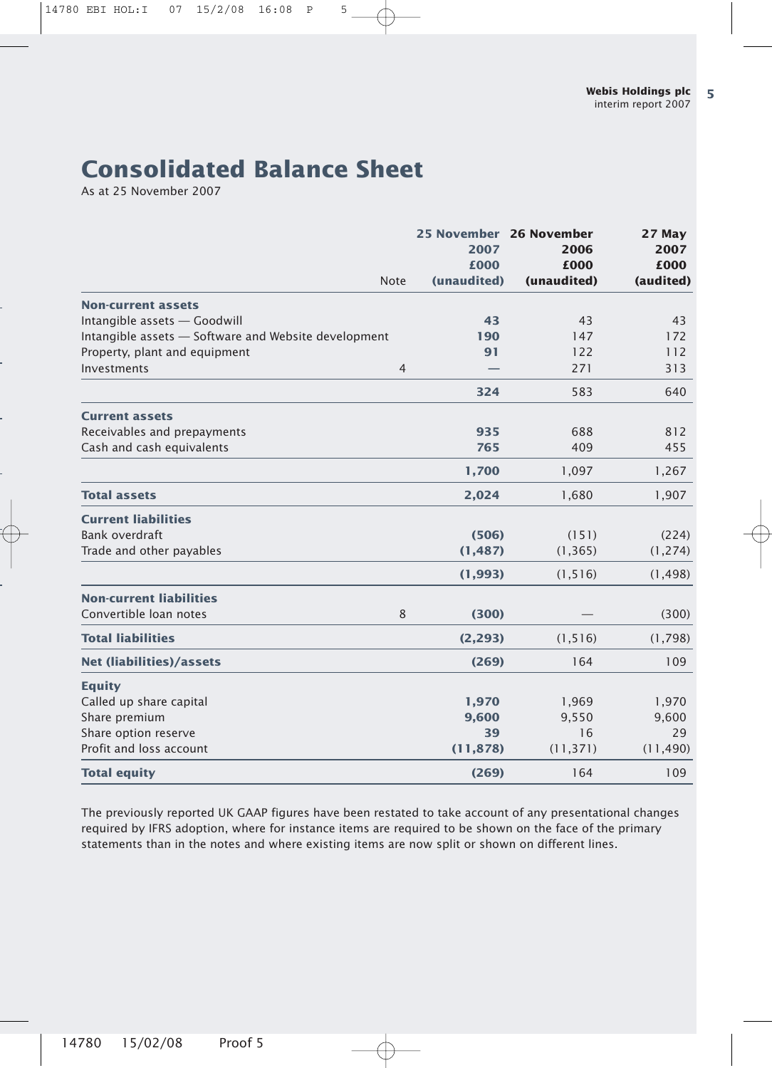# Consolidated Balance Sheet

As at 25 November 2007

| | Note | 25 November 2007 £000 (unaudited) | 26 November 2006 £000 (unaudited) | 27 May 2007 £000 (audited) |
|---|---|---|---|---|
| **Non-current assets** | | | | |
| Intangible assets — Goodwill | | **43** | 43 | 43 |
| Intangible assets — Software and Website development | | **190** | 147 | 172 |
| Property, plant and equipment | | **91** | 122 | 112 |
| Investments | 4 | **—** | 271 | 313 |
| | | **324** | 583 | 640 |
| **Current assets** | | | | |
| Receivables and prepayments | | **935** | 688 | 812 |
| Cash and cash equivalents | | **765** | 409 | 455 |
| | | **1,700** | 1,097 | 1,267 |
| **Total assets** | | **2,024** | 1,680 | 1,907 |
| **Current liabilities** | | | | |
| Bank overdraft | | **(506)** | (151) | (224) |
| Trade and other payables | | **(1,487)** | (1,365) | (1,274) |
| | | **(1,993)** | (1,516) | (1,498) |
| **Non-current liabilities** | | | | |
| Convertible loan notes | 8 | **(300)** | — | (300) |
| **Total liabilities** | | **(2,293)** | (1,516) | (1,798) |
| **Net (liabilities)/assets** | | **(269)** | 164 | 109 |
| **Equity** | | | | |
| Called up share capital | | **1,970** | 1,969 | 1,970 |
| Share premium | | **9,600** | 9,550 | 9,600 |
| Share option reserve | | **39** | 16 | 29 |
| Profit and loss account | | **(11,878)** | (11,371) | (11,490) |
| **Total equity** | | **(269)** | 164 | 109 |

The previously reported UK GAAP figures have been restated to take account of any presentational changes required by IFRS adoption, where for instance items are required to be shown on the face of the primary statements than in the notes and where existing items are now split or shown on different lines.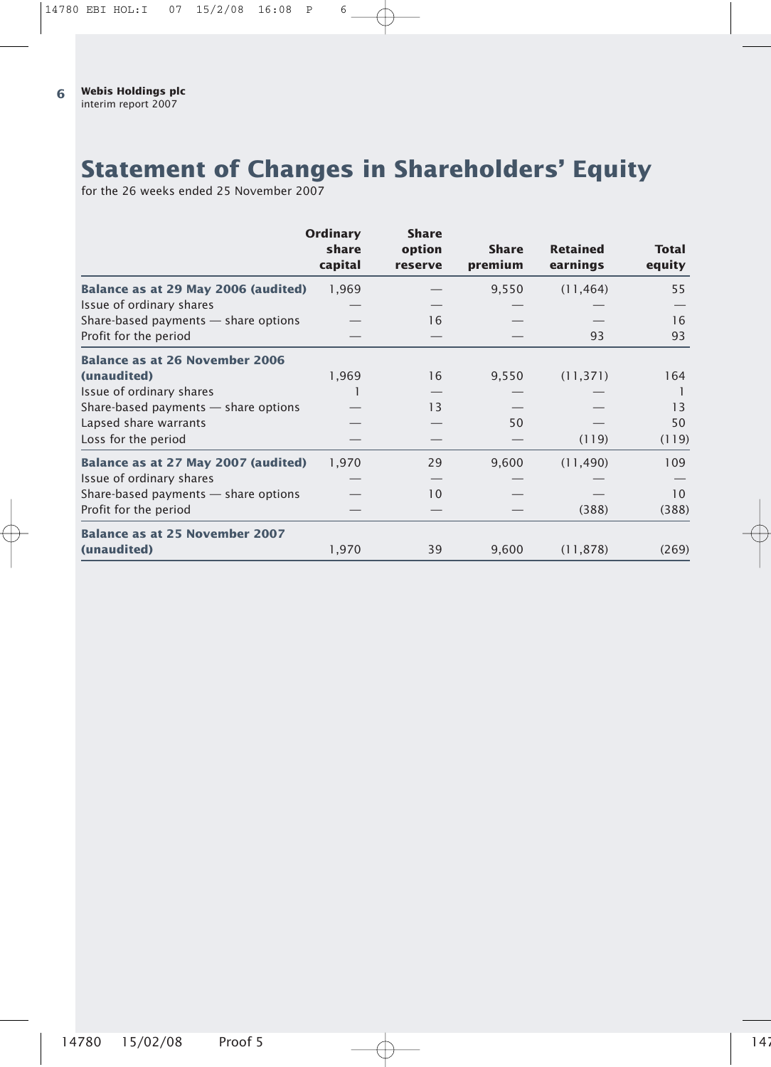# Statement of Changes in Shareholders' Equity

for the 26 weeks ended 25 November 2007

| | Ordinary share capital | Share option reserve | Share premium | Retained earnings | Total equity |
|---|---|---|---|---|---|
| **Balance as at 29 May 2006 (audited)** | 1,969 | — | 9,550 | (11,464) | 55 |
| Issue of ordinary shares | — | — | — | — | — |
| Share-based payments — share options | — | 16 | — | — | 16 |
| Profit for the period | — | — | — | 93 | 93 |
| **Balance as at 26 November 2006 (unaudited)** | 1,969 | 16 | 9,550 | (11,371) | 164 |
| Issue of ordinary shares | 1 | — | — | — | 1 |
| Share-based payments — share options | — | 13 | — | — | 13 |
| Lapsed share warrants | — | — | 50 | — | 50 |
| Loss for the period | — | — | — | (119) | (119) |
| **Balance as at 27 May 2007 (audited)** | 1,970 | 29 | 9,600 | (11,490) | 109 |
| Issue of ordinary shares | — | — | — | — | — |
| Share-based payments — share options | — | 10 | — | — | 10 |
| Profit for the period | — | — | — | (388) | (388) |
| **Balance as at 25 November 2007 (unaudited)** | 1,970 | 39 | 9,600 | (11,878) | (269) |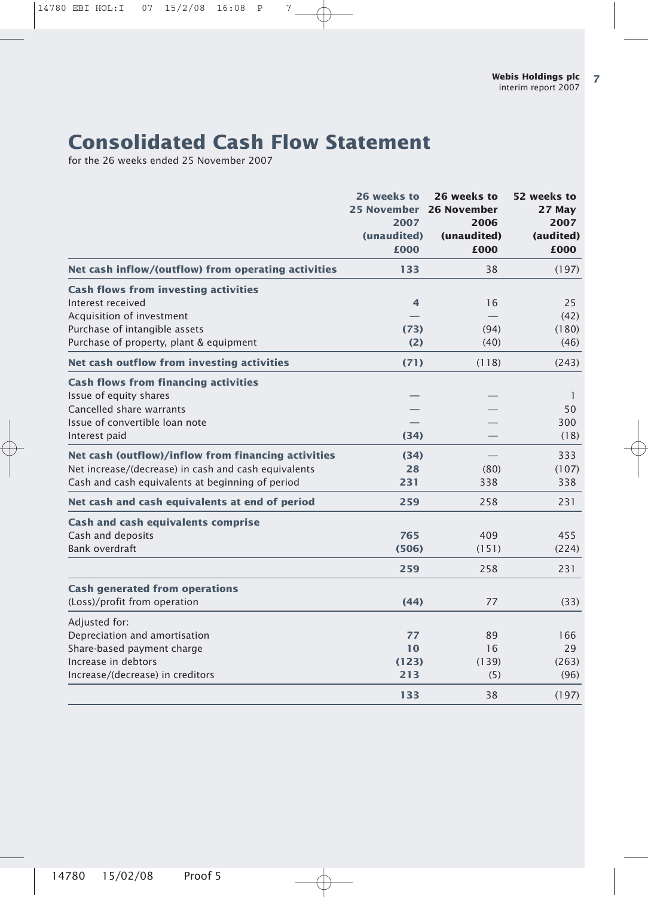# Consolidated Cash Flow Statement

for the 26 weeks ended 25 November 2007

| | 26 weeks to 25 November 2007 (unaudited) £000 | 26 weeks to 26 November 2006 (unaudited) £000 | 52 weeks to 27 May 2007 (audited) £000 |
|---|---|---|---|
| **Net cash inflow/(outflow) from operating activities** | **133** | 38 | (197) |
| **Cash flows from investing activities** | | | |
| Interest received | **4** | 16 | 25 |
| Acquisition of investment | **—** | — | (42) |
| Purchase of intangible assets | **(73)** | (94) | (180) |
| Purchase of property, plant & equipment | **(2)** | (40) | (46) |
| **Net cash outflow from investing activities** | **(71)** | (118) | (243) |
| **Cash flows from financing activities** | | | |
| Issue of equity shares | **—** | — | 1 |
| Cancelled share warrants | **—** | — | 50 |
| Issue of convertible loan note | **—** | — | 300 |
| Interest paid | **(34)** | — | (18) |
| **Net cash (outflow)/inflow from financing activities** | **(34)** | — | 333 |
| Net increase/(decrease) in cash and cash equivalents | **28** | (80) | (107) |
| Cash and cash equivalents at beginning of period | **231** | 338 | 338 |
| **Net cash and cash equivalents at end of period** | **259** | 258 | 231 |
| **Cash and cash equivalents comprise** | | | |
| Cash and deposits | **765** | 409 | 455 |
| Bank overdraft | **(506)** | (151) | (224) |
| | **259** | 258 | 231 |
| **Cash generated from operations** | | | |
| (Loss)/profit from operation | **(44)** | 77 | (33) |
| Adjusted for: | | | |
| Depreciation and amortisation | **77** | 89 | 166 |
| Share-based payment charge | **10** | 16 | 29 |
| Increase in debtors | **(123)** | (139) | (263) |
| Increase/(decrease) in creditors | **213** | (5) | (96) |
| | **133** | 38 | (197) |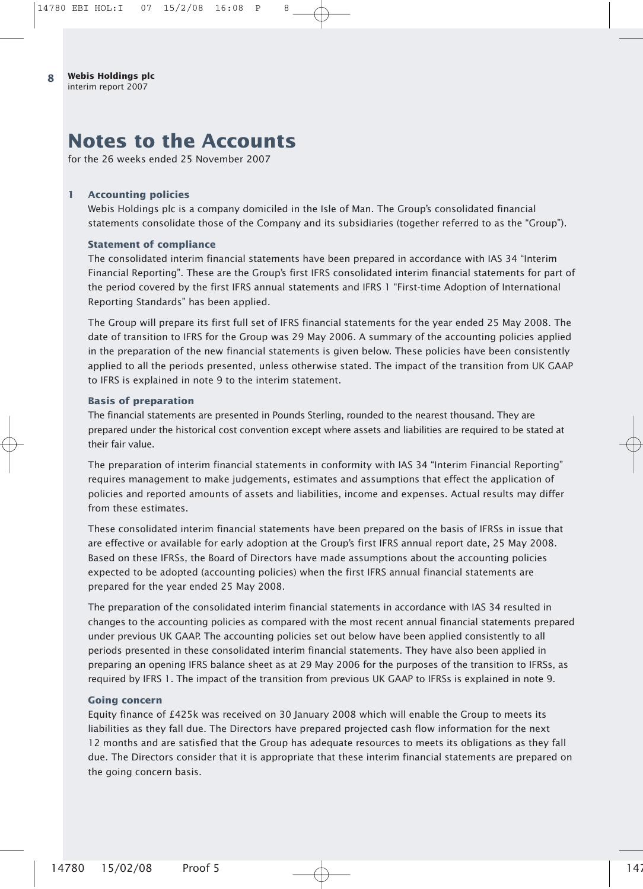# Notes to the Accounts

for the 26 weeks ended 25 November 2007

## 1 Accounting policies

Webis Holdings plc is a company domiciled in the Isle of Man. The Group's consolidated financial statements consolidate those of the Company and its subsidiaries (together referred to as the "Group").

### Statement of compliance

The consolidated interim financial statements have been prepared in accordance with IAS 34 "Interim Financial Reporting". These are the Group's first IFRS consolidated interim financial statements for part of the period covered by the first IFRS annual statements and IFRS 1 "First-time Adoption of International Reporting Standards" has been applied.

The Group will prepare its first full set of IFRS financial statements for the year ended 25 May 2008. The date of transition to IFRS for the Group was 29 May 2006. A summary of the accounting policies applied in the preparation of the new financial statements is given below. These policies have been consistently applied to all the periods presented, unless otherwise stated. The impact of the transition from UK GAAP to IFRS is explained in note 9 to the interim statement.

### Basis of preparation

The financial statements are presented in Pounds Sterling, rounded to the nearest thousand. They are prepared under the historical cost convention except where assets and liabilities are required to be stated at their fair value.

The preparation of interim financial statements in conformity with IAS 34 "Interim Financial Reporting" requires management to make judgements, estimates and assumptions that effect the application of policies and reported amounts of assets and liabilities, income and expenses. Actual results may differ from these estimates.

These consolidated interim financial statements have been prepared on the basis of IFRSs in issue that are effective or available for early adoption at the Group's first IFRS annual report date, 25 May 2008. Based on these IFRSs, the Board of Directors have made assumptions about the accounting policies expected to be adopted (accounting policies) when the first IFRS annual financial statements are prepared for the year ended 25 May 2008.

The preparation of the consolidated interim financial statements in accordance with IAS 34 resulted in changes to the accounting policies as compared with the most recent annual financial statements prepared under previous UK GAAP. The accounting policies set out below have been applied consistently to all periods presented in these consolidated interim financial statements. They have also been applied in preparing an opening IFRS balance sheet as at 29 May 2006 for the purposes of the transition to IFRSs, as required by IFRS 1. The impact of the transition from previous UK GAAP to IFRSs is explained in note 9.

### Going concern

Equity finance of £425k was received on 30 January 2008 which will enable the Group to meets its liabilities as they fall due. The Directors have prepared projected cash flow information for the next 12 months and are satisfied that the Group has adequate resources to meets its obligations as they fall due. The Directors consider that it is appropriate that these interim financial statements are prepared on the going concern basis.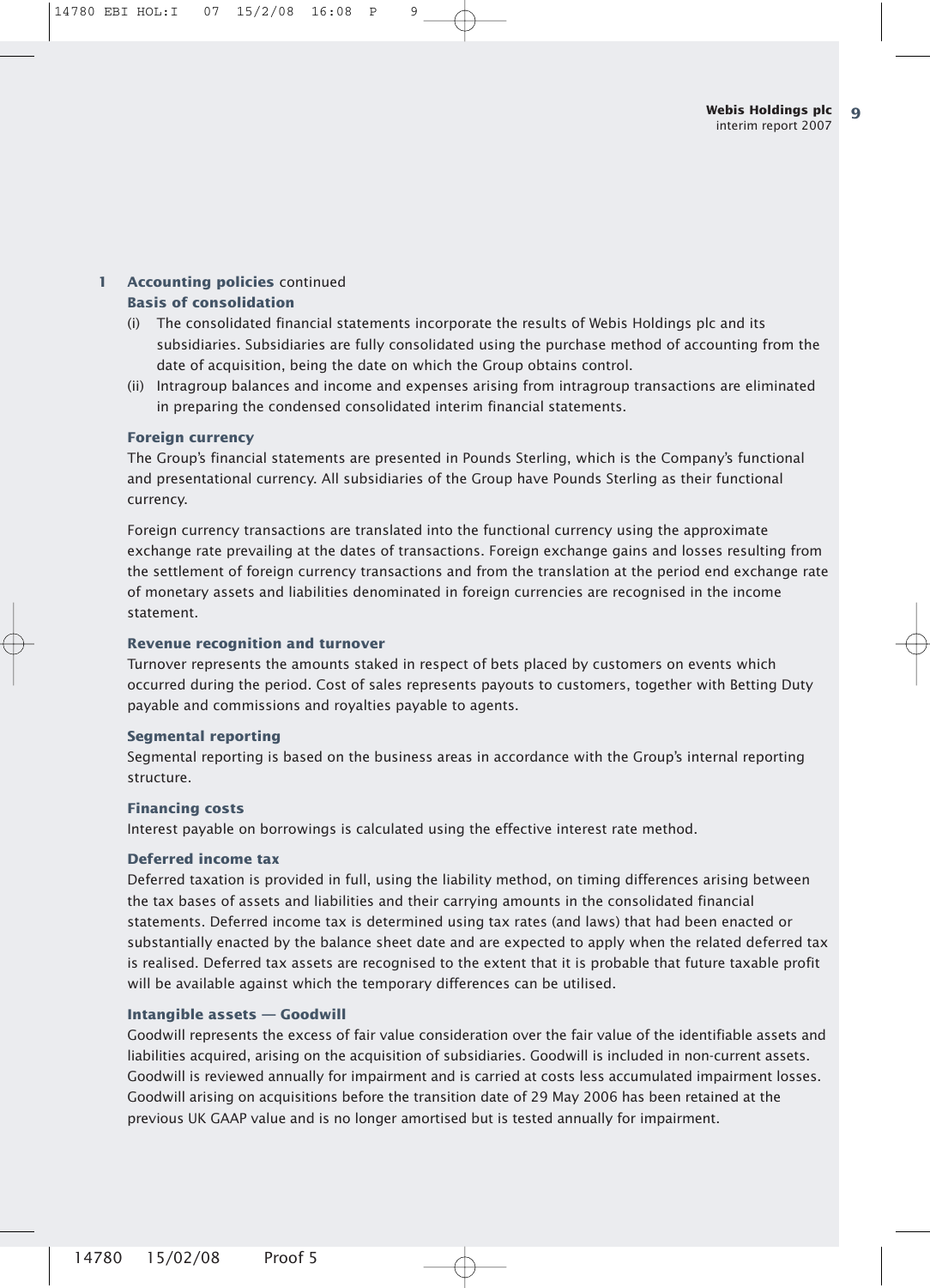## 1 Accounting policies continued

### Basis of consolidation

(i) The consolidated financial statements incorporate the results of Webis Holdings plc and its subsidiaries. Subsidiaries are fully consolidated using the purchase method of accounting from the date of acquisition, being the date on which the Group obtains control.

(ii) Intragroup balances and income and expenses arising from intragroup transactions are eliminated in preparing the condensed consolidated interim financial statements.

### Foreign currency

The Group's financial statements are presented in Pounds Sterling, which is the Company's functional and presentational currency. All subsidiaries of the Group have Pounds Sterling as their functional currency.

Foreign currency transactions are translated into the functional currency using the approximate exchange rate prevailing at the dates of transactions. Foreign exchange gains and losses resulting from the settlement of foreign currency transactions and from the translation at the period end exchange rate of monetary assets and liabilities denominated in foreign currencies are recognised in the income statement.

### Revenue recognition and turnover

Turnover represents the amounts staked in respect of bets placed by customers on events which occurred during the period. Cost of sales represents payouts to customers, together with Betting Duty payable and commissions and royalties payable to agents.

### Segmental reporting

Segmental reporting is based on the business areas in accordance with the Group's internal reporting structure.

### Financing costs

Interest payable on borrowings is calculated using the effective interest rate method.

### Deferred income tax

Deferred taxation is provided in full, using the liability method, on timing differences arising between the tax bases of assets and liabilities and their carrying amounts in the consolidated financial statements. Deferred income tax is determined using tax rates (and laws) that had been enacted or substantially enacted by the balance sheet date and are expected to apply when the related deferred tax is realised. Deferred tax assets are recognised to the extent that it is probable that future taxable profit will be available against which the temporary differences can be utilised.

### Intangible assets — Goodwill

Goodwill represents the excess of fair value consideration over the fair value of the identifiable assets and liabilities acquired, arising on the acquisition of subsidiaries. Goodwill is included in non-current assets. Goodwill is reviewed annually for impairment and is carried at costs less accumulated impairment losses. Goodwill arising on acquisitions before the transition date of 29 May 2006 has been retained at the previous UK GAAP value and is no longer amortised but is tested annually for impairment.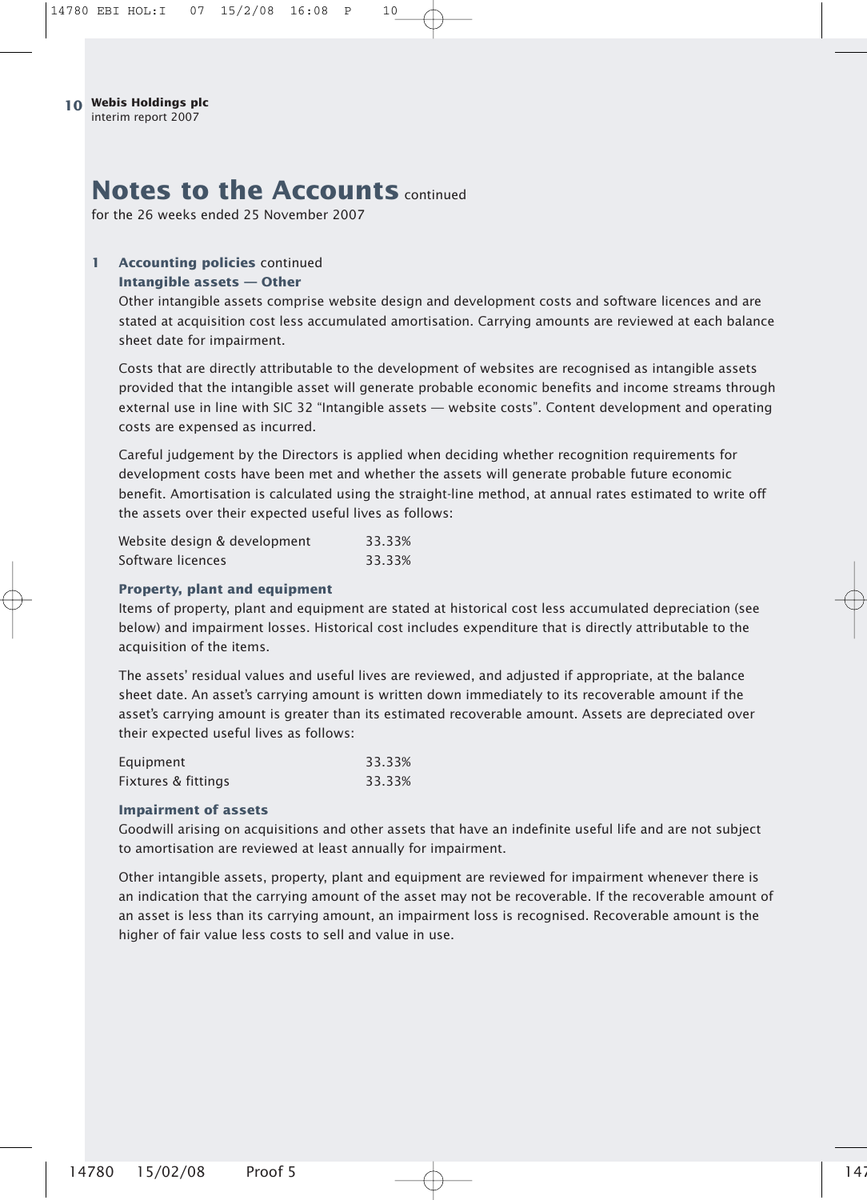# Notes to the Accounts continued

for the 26 weeks ended 25 November 2007

## 1 Accounting policies continued

### Intangible assets — Other

Other intangible assets comprise website design and development costs and software licences and are stated at acquisition cost less accumulated amortisation. Carrying amounts are reviewed at each balance sheet date for impairment.

Costs that are directly attributable to the development of websites are recognised as intangible assets provided that the intangible asset will generate probable economic benefits and income streams through external use in line with SIC 32 "Intangible assets — website costs". Content development and operating costs are expensed as incurred.

Careful judgement by the Directors is applied when deciding whether recognition requirements for development costs have been met and whether the assets will generate probable future economic benefit. Amortisation is calculated using the straight-line method, at annual rates estimated to write off the assets over their expected useful lives as follows:

| | |
|---|---|
| Website design & development | 33.33% |
| Software licences | 33.33% |

### Property, plant and equipment

Items of property, plant and equipment are stated at historical cost less accumulated depreciation (see below) and impairment losses. Historical cost includes expenditure that is directly attributable to the acquisition of the items.

The assets' residual values and useful lives are reviewed, and adjusted if appropriate, at the balance sheet date. An asset's carrying amount is written down immediately to its recoverable amount if the asset's carrying amount is greater than its estimated recoverable amount. Assets are depreciated over their expected useful lives as follows:

| | |
|---|---|
| Equipment | 33.33% |
| Fixtures & fittings | 33.33% |

### Impairment of assets

Goodwill arising on acquisitions and other assets that have an indefinite useful life and are not subject to amortisation are reviewed at least annually for impairment.

Other intangible assets, property, plant and equipment are reviewed for impairment whenever there is an indication that the carrying amount of the asset may not be recoverable. If the recoverable amount of an asset is less than its carrying amount, an impairment loss is recognised. Recoverable amount is the higher of fair value less costs to sell and value in use.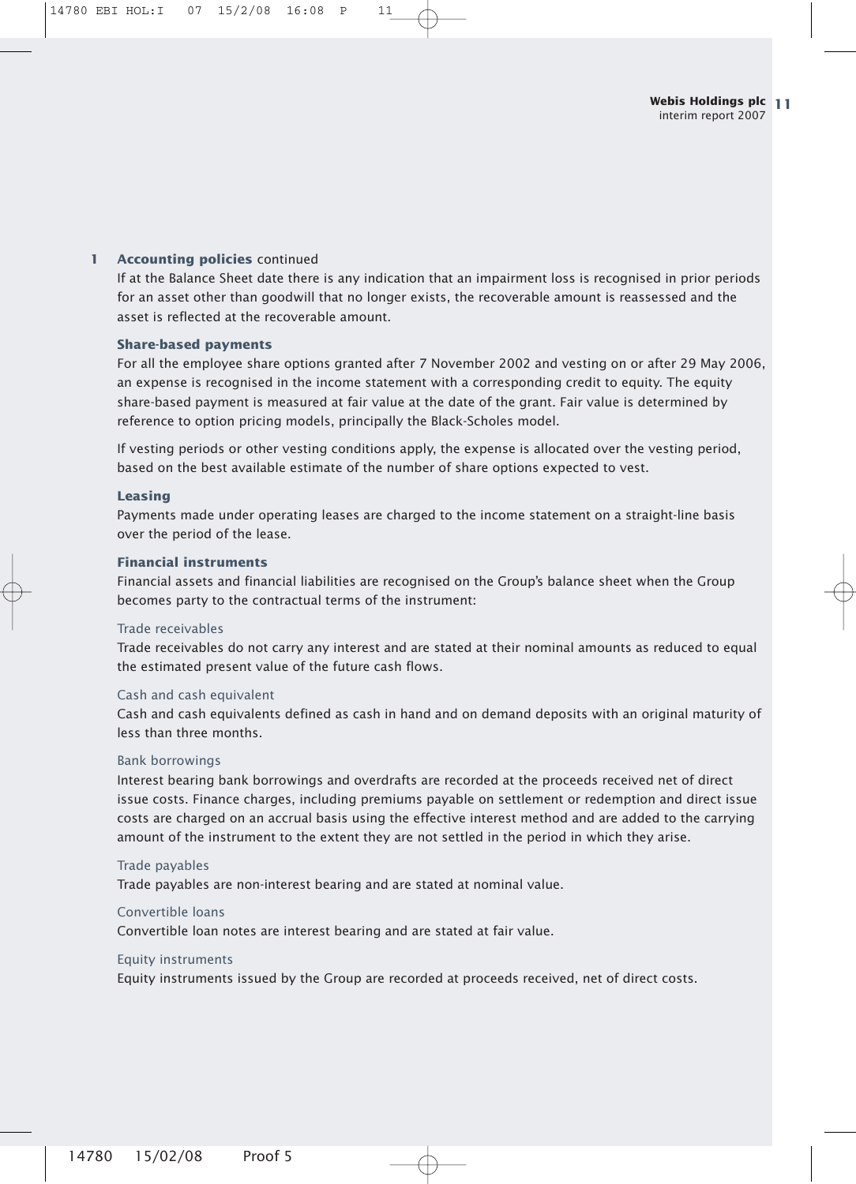**1 Accounting policies** continued

If at the Balance Sheet date there is any indication that an impairment loss is recognised in prior periods for an asset other than goodwill that no longer exists, the recoverable amount is reassessed and the asset is reflected at the recoverable amount.

**Share-based payments**

For all the employee share options granted after 7 November 2002 and vesting on or after 29 May 2006, an expense is recognised in the income statement with a corresponding credit to equity. The equity share-based payment is measured at fair value at the date of the grant. Fair value is determined by reference to option pricing models, principally the Black-Scholes model.

If vesting periods or other vesting conditions apply, the expense is allocated over the vesting period, based on the best available estimate of the number of share options expected to vest.

**Leasing**

Payments made under operating leases are charged to the income statement on a straight-line basis over the period of the lease.

**Financial instruments**

Financial assets and financial liabilities are recognised on the Group's balance sheet when the Group becomes party to the contractual terms of the instrument:

Trade receivables

Trade receivables do not carry any interest and are stated at their nominal amounts as reduced to equal the estimated present value of the future cash flows.

Cash and cash equivalent

Cash and cash equivalents defined as cash in hand and on demand deposits with an original maturity of less than three months.

Bank borrowings

Interest bearing bank borrowings and overdrafts are recorded at the proceeds received net of direct issue costs. Finance charges, including premiums payable on settlement or redemption and direct issue costs are charged on an accrual basis using the effective interest method and are added to the carrying amount of the instrument to the extent they are not settled in the period in which they arise.

Trade payables

Trade payables are non-interest bearing and are stated at nominal value.

Convertible loans

Convertible loan notes are interest bearing and are stated at fair value.

Equity instruments

Equity instruments issued by the Group are recorded at proceeds received, net of direct costs.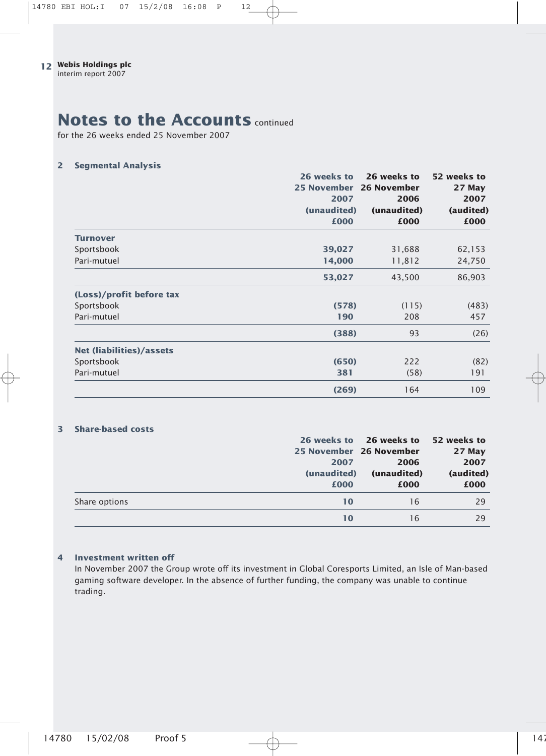# Notes to the Accounts continued

for the 26 weeks ended 25 November 2007

## 2 Segmental Analysis

| | 26 weeks to 25 November 2007 (unaudited) £000 | 26 weeks to 26 November 2006 (unaudited) £000 | 52 weeks to 27 May 2007 (audited) £000 |
|---|---|---|---|
| **Turnover** | | | |
| Sportsbook | **39,027** | 31,688 | 62,153 |
| Pari-mutuel | **14,000** | 11,812 | 24,750 |
| | **53,027** | 43,500 | 86,903 |
| **(Loss)/profit before tax** | | | |
| Sportsbook | **(578)** | (115) | (483) |
| Pari-mutuel | **190** | 208 | 457 |
| | **(388)** | 93 | (26) |
| **Net (liabilities)/assets** | | | |
| Sportsbook | **(650)** | 222 | (82) |
| Pari-mutuel | **381** | (58) | 191 |
| | **(269)** | 164 | 109 |

## 3 Share-based costs

| | 26 weeks to 25 November 2007 (unaudited) £000 | 26 weeks to 26 November 2006 (unaudited) £000 | 52 weeks to 27 May 2007 (audited) £000 |
|---|---|---|---|
| Share options | **10** | 16 | 29 |
| | **10** | 16 | 29 |

## 4 Investment written off

In November 2007 the Group wrote off its investment in Global Coresports Limited, an Isle of Man-based gaming software developer. In the absence of further funding, the company was unable to continue trading.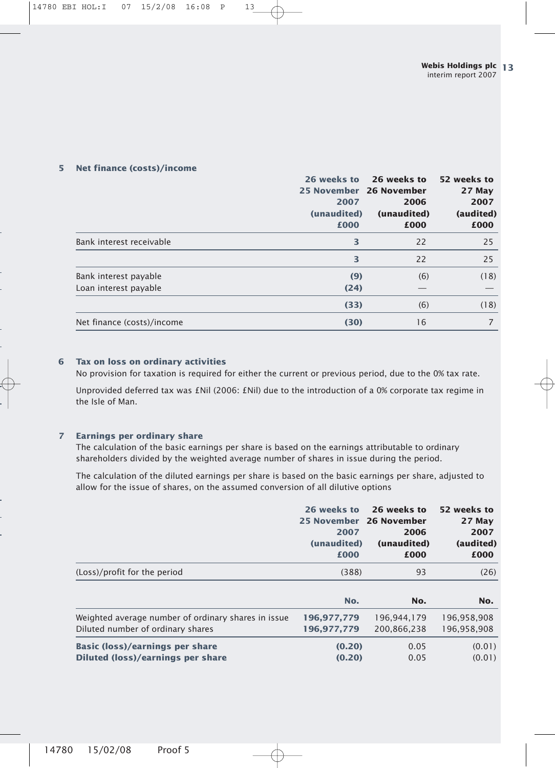## 5 Net finance (costs)/income

| | 26 weeks to 25 November 2007 (unaudited) £000 | 26 weeks to 26 November 2006 (unaudited) £000 | 52 weeks to 27 May 2007 (audited) £000 |
|---|---|---|---|
| Bank interest receivable | **3** | 22 | 25 |
| | **3** | 22 | 25 |
| Bank interest payable | **(9)** | (6) | (18) |
| Loan interest payable | **(24)** | — | — |
| | **(33)** | (6) | (18) |
| Net finance (costs)/income | **(30)** | 16 | 7 |

## 6 Tax on loss on ordinary activities

No provision for taxation is required for either the current or previous period, due to the 0% tax rate.

Unprovided deferred tax was £Nil (2006: £Nil) due to the introduction of a 0% corporate tax regime in the Isle of Man.

## 7 Earnings per ordinary share

The calculation of the basic earnings per share is based on the earnings attributable to ordinary shareholders divided by the weighted average number of shares in issue during the period.

The calculation of the diluted earnings per share is based on the basic earnings per share, adjusted to allow for the issue of shares, on the assumed conversion of all dilutive options

| | 26 weeks to 25 November 2007 (unaudited) £000 | 26 weeks to 26 November 2006 (unaudited) £000 | 52 weeks to 27 May 2007 (audited) £000 |
|---|---|---|---|
| (Loss)/profit for the period | (388) | 93 | (26) |
| | **No.** | **No.** | **No.** |
| Weighted average number of ordinary shares in issue | **196,977,779** | 196,944,179 | 196,958,908 |
| Diluted number of ordinary shares | **196,977,779** | 200,866,238 | 196,958,908 |
| **Basic (loss)/earnings per share** | **(0.20)** | 0.05 | (0.01) |
| **Diluted (loss)/earnings per share** | **(0.20)** | 0.05 | (0.01) |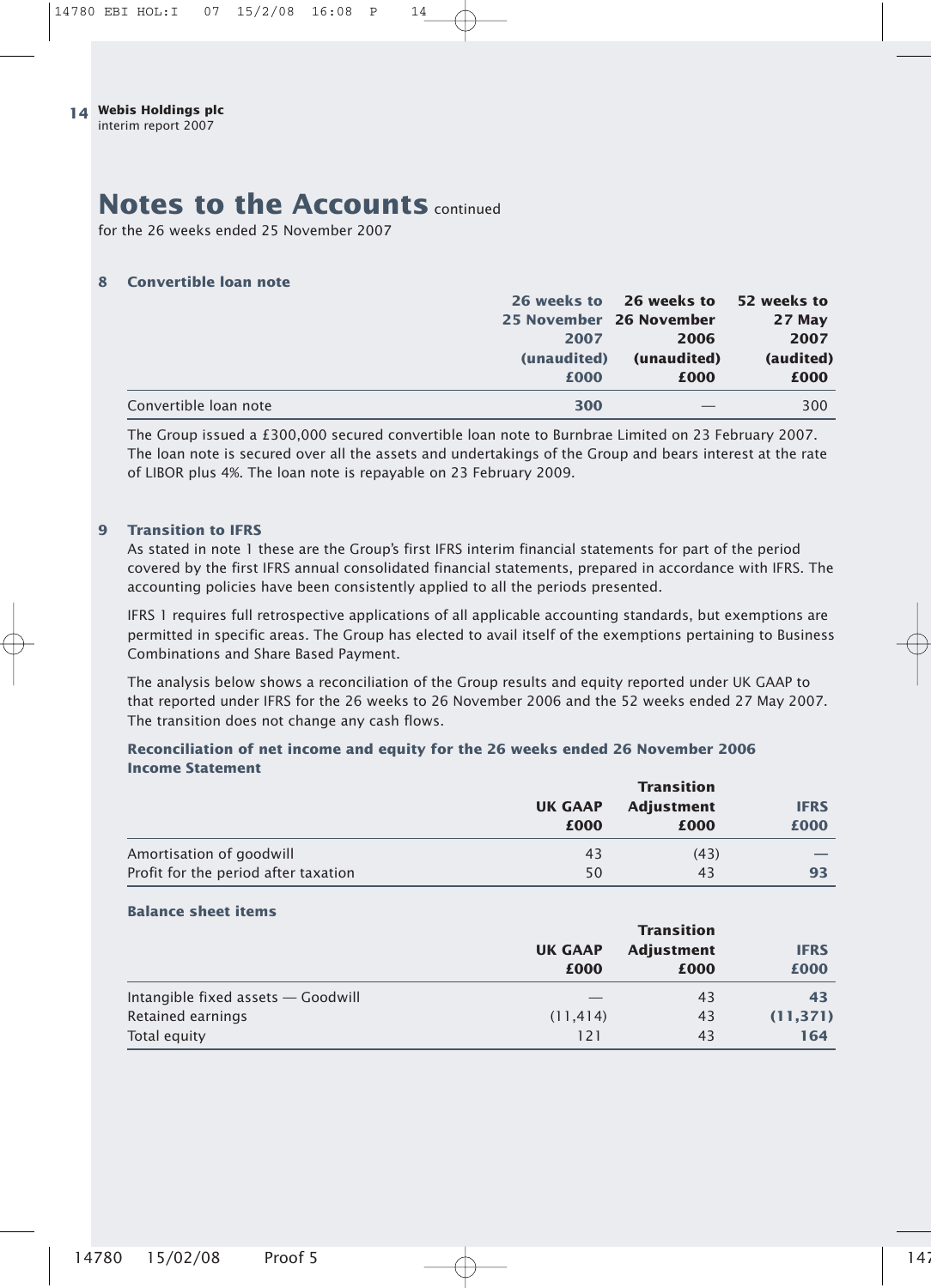# Notes to the Accounts continued

for the 26 weeks ended 25 November 2007

## 8 Convertible loan note

| | 26 weeks to 25 November 2007 (unaudited) £000 | 26 weeks to 26 November 2006 (unaudited) £000 | 52 weeks to 27 May 2007 (audited) £000 |
|---|---|---|---|
| Convertible loan note | **300** | — | 300 |

The Group issued a £300,000 secured convertible loan note to Burnbrae Limited on 23 February 2007. The loan note is secured over all the assets and undertakings of the Group and bears interest at the rate of LIBOR plus 4%. The loan note is repayable on 23 February 2009.

## 9 Transition to IFRS

As stated in note 1 these are the Group's first IFRS interim financial statements for part of the period covered by the first IFRS annual consolidated financial statements, prepared in accordance with IFRS. The accounting policies have been consistently applied to all the periods presented.

IFRS 1 requires full retrospective applications of all applicable accounting standards, but exemptions are permitted in specific areas. The Group has elected to avail itself of the exemptions pertaining to Business Combinations and Share Based Payment.

The analysis below shows a reconciliation of the Group results and equity reported under UK GAAP to that reported under IFRS for the 26 weeks to 26 November 2006 and the 52 weeks ended 27 May 2007. The transition does not change any cash flows.

### Reconciliation of net income and equity for the 26 weeks ended 26 November 2006

**Income Statement**

| | UK GAAP £000 | Transition Adjustment £000 | IFRS £000 |
|---|---|---|---|
| Amortisation of goodwill | 43 | (43) | — |
| Profit for the period after taxation | 50 | 43 | **93** |

**Balance sheet items**

| | UK GAAP £000 | Transition Adjustment £000 | IFRS £000 |
|---|---|---|---|
| Intangible fixed assets — Goodwill | — | 43 | **43** |
| Retained earnings | (11,414) | 43 | **(11,371)** |
| Total equity | 121 | 43 | **164** |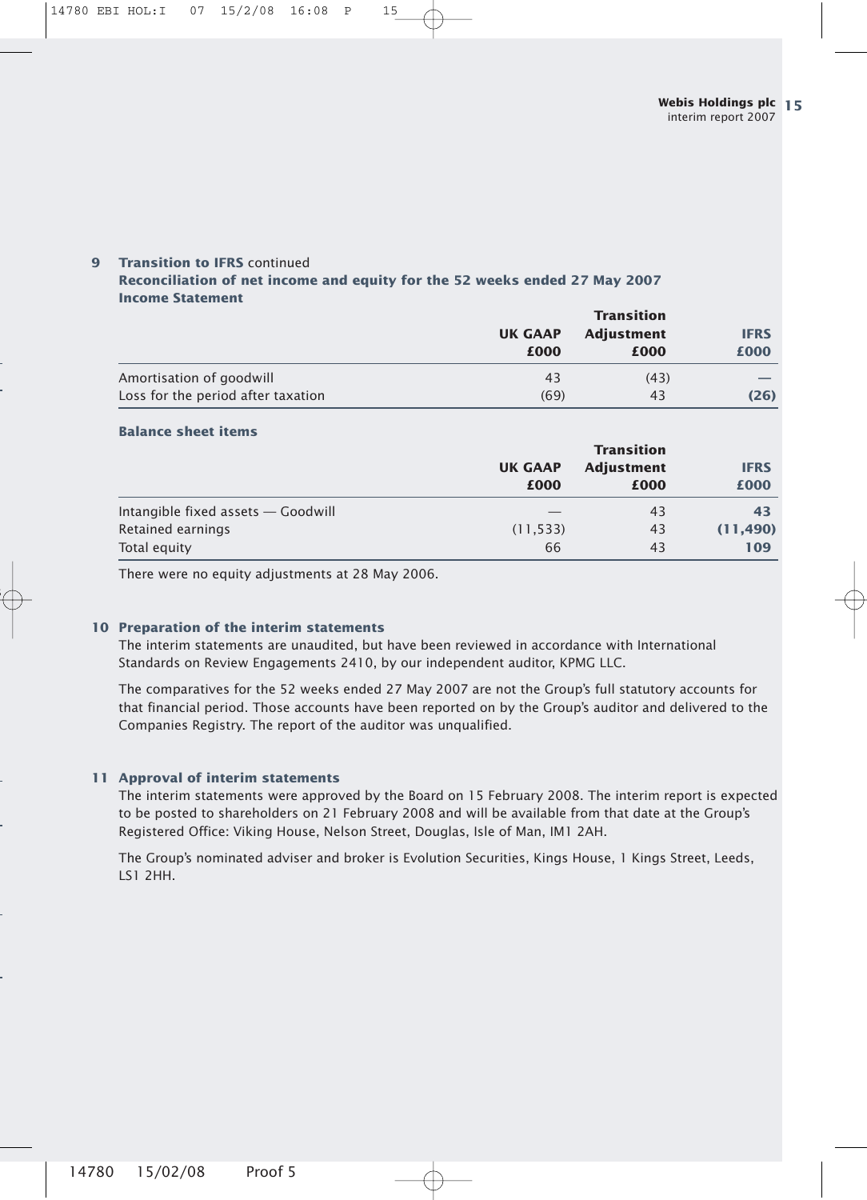## 9 Transition to IFRS continued

### Reconciliation of net income and equity for the 52 weeks ended 27 May 2007

### Income Statement

| | UK GAAP £000 | Transition Adjustment £000 | IFRS £000 |
|---|---|---|---|
| Amortisation of goodwill | 43 | (43) | — |
| Loss for the period after taxation | (69) | 43 | **(26)** |

### Balance sheet items

| | UK GAAP £000 | Transition Adjustment £000 | IFRS £000 |
|---|---|---|---|
| Intangible fixed assets — Goodwill | — | 43 | **43** |
| Retained earnings | (11,533) | 43 | **(11,490)** |
| Total equity | 66 | 43 | **109** |

There were no equity adjustments at 28 May 2006.

## 10 Preparation of the interim statements

The interim statements are unaudited, but have been reviewed in accordance with International Standards on Review Engagements 2410, by our independent auditor, KPMG LLC.

The comparatives for the 52 weeks ended 27 May 2007 are not the Group's full statutory accounts for that financial period. Those accounts have been reported on by the Group's auditor and delivered to the Companies Registry. The report of the auditor was unqualified.

## 11 Approval of interim statements

The interim statements were approved by the Board on 15 February 2008. The interim report is expected to be posted to shareholders on 21 February 2008 and will be available from that date at the Group's Registered Office: Viking House, Nelson Street, Douglas, Isle of Man, IM1 2AH.

The Group's nominated adviser and broker is Evolution Securities, Kings House, 1 Kings Street, Leeds, LS1 2HH.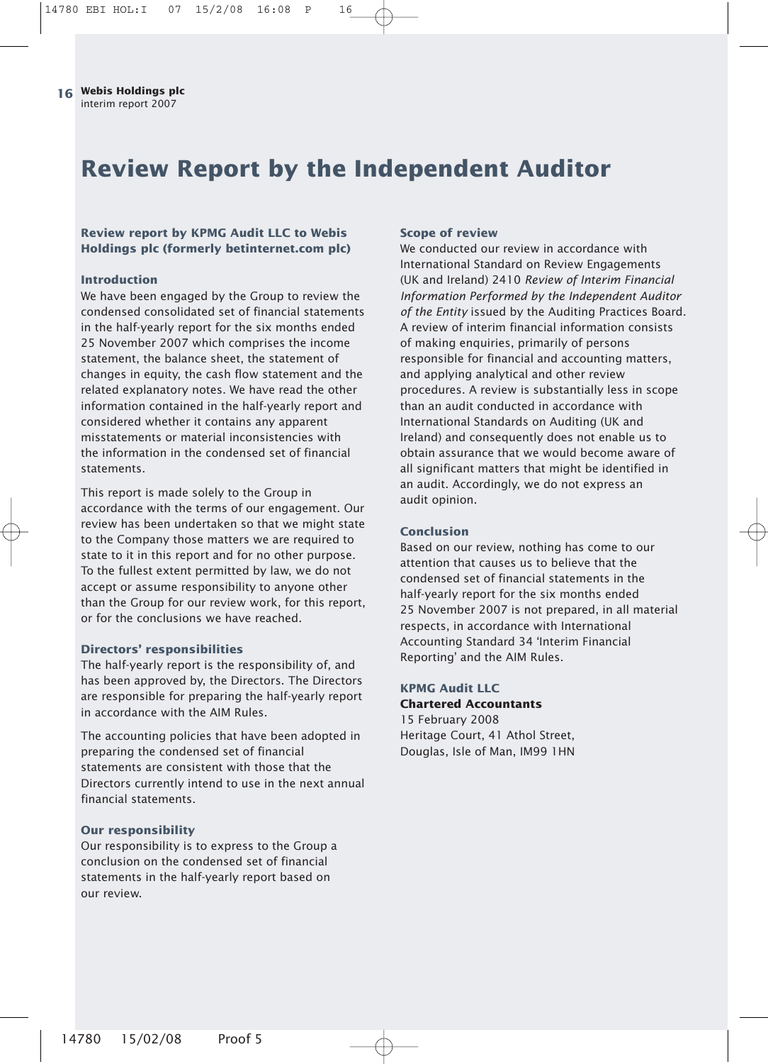# Review Report by the Independent Auditor

**Review report by KPMG Audit LLC to Webis Holdings plc (formerly betinternet.com plc)**

**Introduction**

We have been engaged by the Group to review the condensed consolidated set of financial statements in the half-yearly report for the six months ended 25 November 2007 which comprises the income statement, the balance sheet, the statement of changes in equity, the cash flow statement and the related explanatory notes. We have read the other information contained in the half-yearly report and considered whether it contains any apparent misstatements or material inconsistencies with the information in the condensed set of financial statements.

This report is made solely to the Group in accordance with the terms of our engagement. Our review has been undertaken so that we might state to the Company those matters we are required to state to it in this report and for no other purpose. To the fullest extent permitted by law, we do not accept or assume responsibility to anyone other than the Group for our review work, for this report, or for the conclusions we have reached.

**Directors' responsibilities**

The half-yearly report is the responsibility of, and has been approved by, the Directors. The Directors are responsible for preparing the half-yearly report in accordance with the AIM Rules.

The accounting policies that have been adopted in preparing the condensed set of financial statements are consistent with those that the Directors currently intend to use in the next annual financial statements.

**Our responsibility**

Our responsibility is to express to the Group a conclusion on the condensed set of financial statements in the half-yearly report based on our review.

**Scope of review**

We conducted our review in accordance with International Standard on Review Engagements (UK and Ireland) 2410 *Review of Interim Financial Information Performed by the Independent Auditor of the Entity* issued by the Auditing Practices Board. A review of interim financial information consists of making enquiries, primarily of persons responsible for financial and accounting matters, and applying analytical and other review procedures. A review is substantially less in scope than an audit conducted in accordance with International Standards on Auditing (UK and Ireland) and consequently does not enable us to obtain assurance that we would become aware of all significant matters that might be identified in an audit. Accordingly, we do not express an audit opinion.

**Conclusion**

Based on our review, nothing has come to our attention that causes us to believe that the condensed set of financial statements in the half-yearly report for the six months ended 25 November 2007 is not prepared, in all material respects, in accordance with International Accounting Standard 34 'Interim Financial Reporting' and the AIM Rules.

**KPMG Audit LLC**
**Chartered Accountants**
15 February 2008
Heritage Court, 41 Athol Street,
Douglas, Isle of Man, IM99 1HN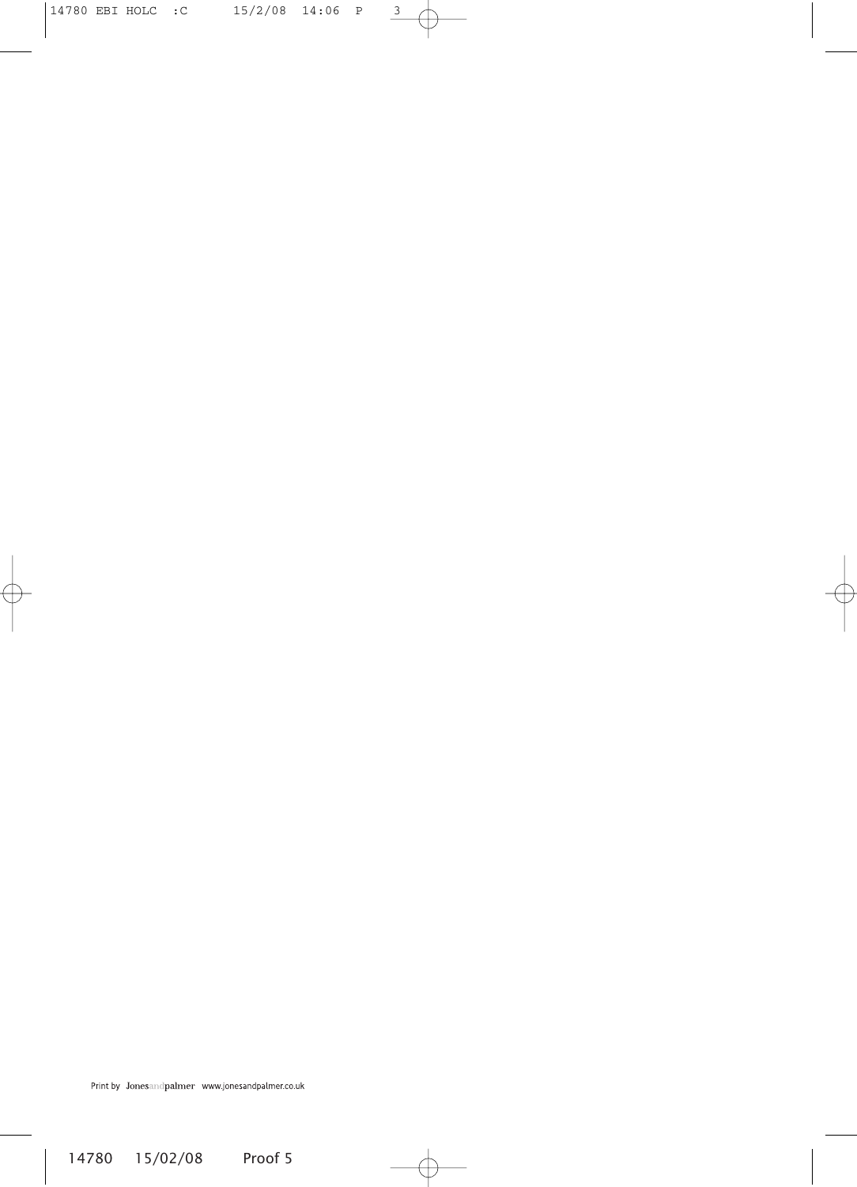Print by Jonesandpalmer www.jonesandpalmer.co.uk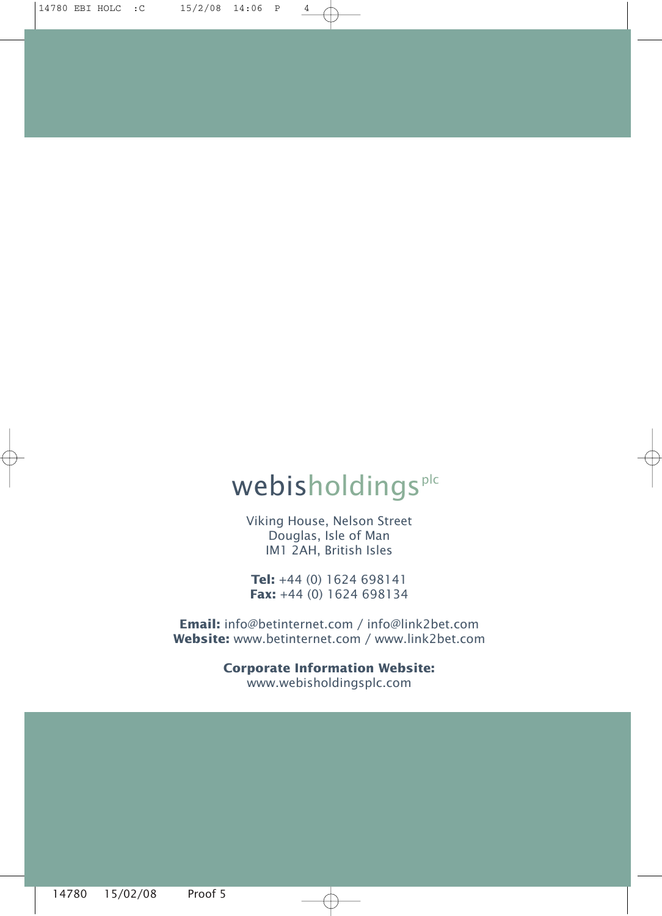webisholdings[plc]

Viking House, Nelson Street
Douglas, Isle of Man
IM1 2AH, British Isles

**Tel:** +44 (0) 1624 698141
**Fax:** +44 (0) 1624 698134

**Email:** info@betinternet.com / info@link2bet.com
**Website:** www.betinternet.com / www.link2bet.com

**Corporate Information Website:**
www.webisholdingsplc.com